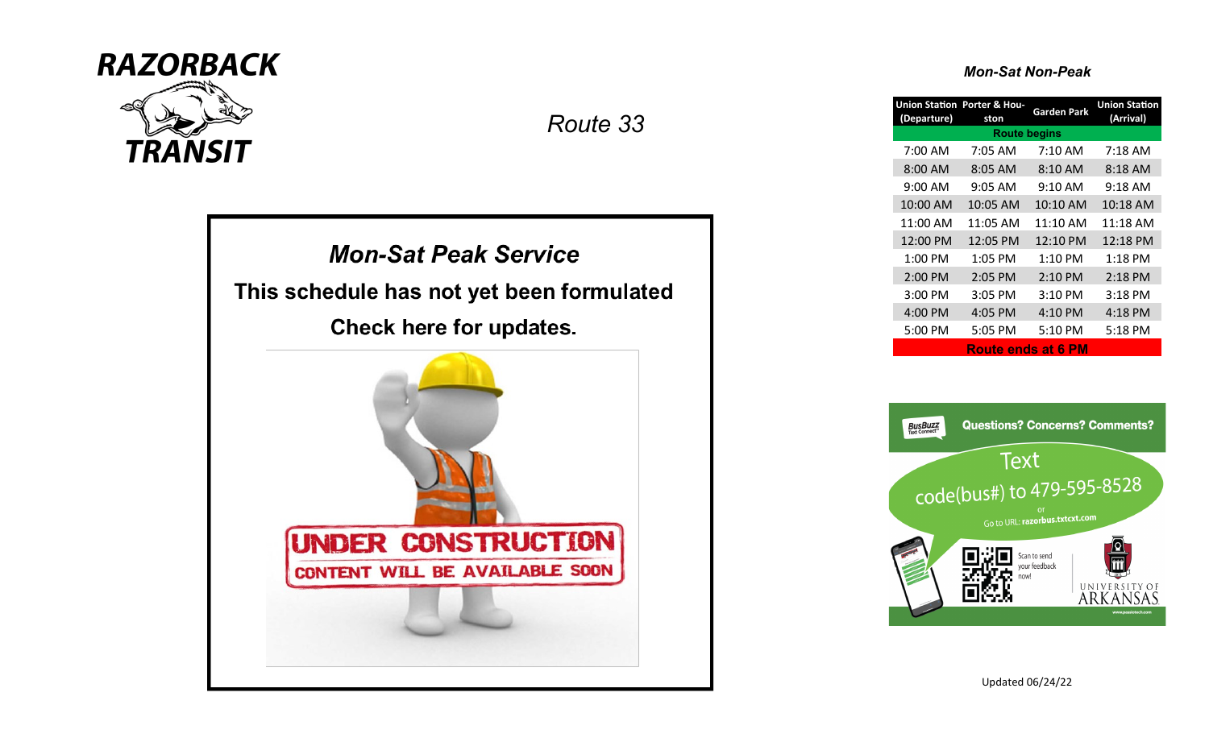# RAZORBACK TRANSIT

## Route 33

### Mon-Sat Peak Service

**This schedule has not yet been formulated**

**Check here for updates.**

UNDER CONSTRUCTION

CONTENT WILL BE AVAILABLE SOON

### Mon-Sat Non-Peak

| Union Station (Departure) | Porter & Houston | Garden Park | Union Station (Arrival) |
|---|---|---|---|
| **Route begins** | | | |
| 7:00 AM | 7:05 AM | 7:10 AM | 7:18 AM |
| 8:00 AM | 8:05 AM | 8:10 AM | 8:18 AM |
| 9:00 AM | 9:05 AM | 9:10 AM | 9:18 AM |
| 10:00 AM | 10:05 AM | 10:10 AM | 10:18 AM |
| 11:00 AM | 11:05 AM | 11:10 AM | 11:18 AM |
| 12:00 PM | 12:05 PM | 12:10 PM | 12:18 PM |
| 1:00 PM | 1:05 PM | 1:10 PM | 1:18 PM |
| 2:00 PM | 2:05 PM | 2:10 PM | 2:18 PM |
| 3:00 PM | 3:05 PM | 3:10 PM | 3:18 PM |
| 4:00 PM | 4:05 PM | 4:10 PM | 4:18 PM |
| 5:00 PM | 5:05 PM | 5:10 PM | 5:18 PM |
| **Route ends at 6 PM** | | | |

BusBuzz Text Connect

**Questions? Concerns? Comments?**

Text code(bus#) to 479-595-8528

or

Go to URL: **razorbus.txtcxt.com**

Scan to send your feedback now!

UNIVERSITY OF ARKANSAS

www.passiotech.com

Updated 06/24/22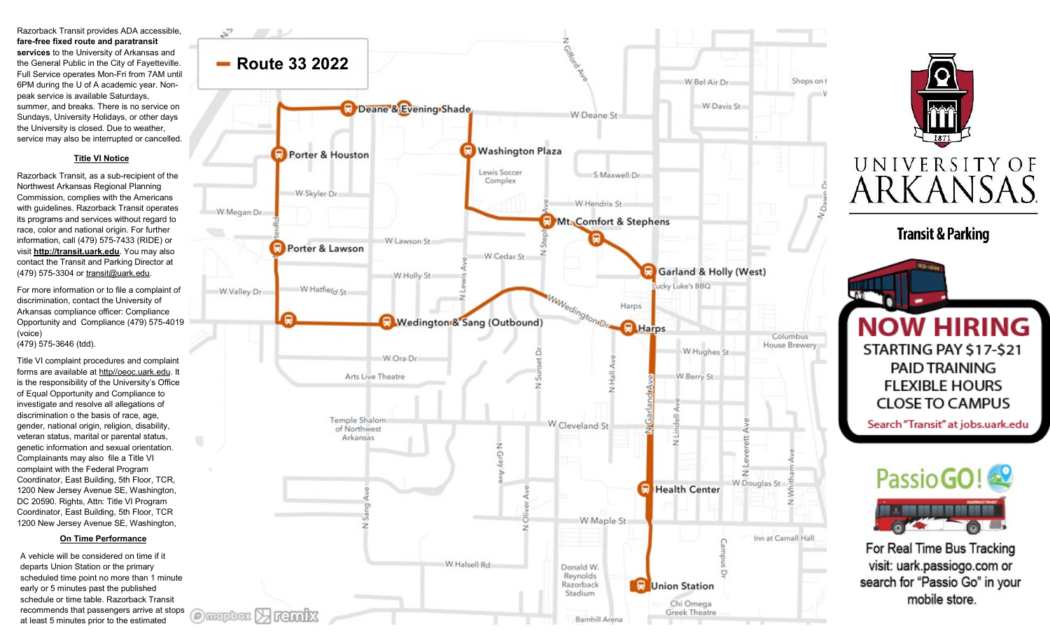Razorback Transit provides ADA accessible, **fare-free fixed route and paratransit services** to the University of Arkansas and the General Public in the City of Fayetteville. Full Service operates Mon-Fri from 7AM until 6PM during the U of A academic year. Non-peak service is available Saturdays, summer, and breaks. There is no service on Sundays, University Holidays, or other days the University is closed. Due to weather, service may also be interrupted or cancelled.

**Title VI Notice**

Razorback Transit, as a sub-recipient of the Northwest Arkansas Regional Planning Commission, complies with the Americans with guidelines. Razorback Transit operates its programs and services without regard to race, color and national origin. For further information, call (479) 575-7433 (RIDE) or visit **http://transit.uark.edu**. You may also contact the Transit and Parking Director at (479) 575-3304 or transit@uark.edu.

For more information or to file a complaint of discrimination, contact the University of Arkansas compliance officer: Compliance Opportunity and Compliance (479) 575-4019 (voice)
(479) 575-3646 (tdd).

Title VI complaint procedures and complaint forms are available at http//oeoc.uark.edu. It is the responsibility of the University's Office of Equal Opportunity and Compliance to investigate and resolve all allegations of discrimination o the basis of race, age, gender, national origin, religion, disability, veteran status, marital or parental status, genetic information and sexual orientation. Complainants may also file a Title VI complaint with the Federal Program Coordinator, East Building, 5th Floor, TCR, 1200 New Jersey Avenue SE, Washington, DC 20590. Rights, Attn: Title VI Program Coordinator, East Building, 5th Floor, TCR 1200 New Jersey Avenue SE, Washington,

**On Time Performance**

A vehicle will be considered on time if it departs Union Station or the primary scheduled time point no more than 1 minute early or 5 minutes past the published schedule or time table. Razorback Transit recommends that passengers arrive at stops at least 5 minutes prior to the estimated

## Route 33 2022

Deane & Evening Shade
Porter & Houston
Washington Plaza
Mt. Comfort & Stephens
Porter & Lawson
Garland & Holly (West)
Wedington & Sang (Outbound)
Harps
Health Center
Union Station

UNIVERSITY OF ARKANSAS
Transit & Parking

**NOW HIRING**
STARTING PAY $17-$21
PAID TRAINING
FLEXIBLE HOURS
CLOSE TO CAMPUS
Search "Transit" at jobs.uark.edu

PassioGO!

For Real Time Bus Tracking visit: uark.passiogo.com or search for "Passio Go" in your mobile store.